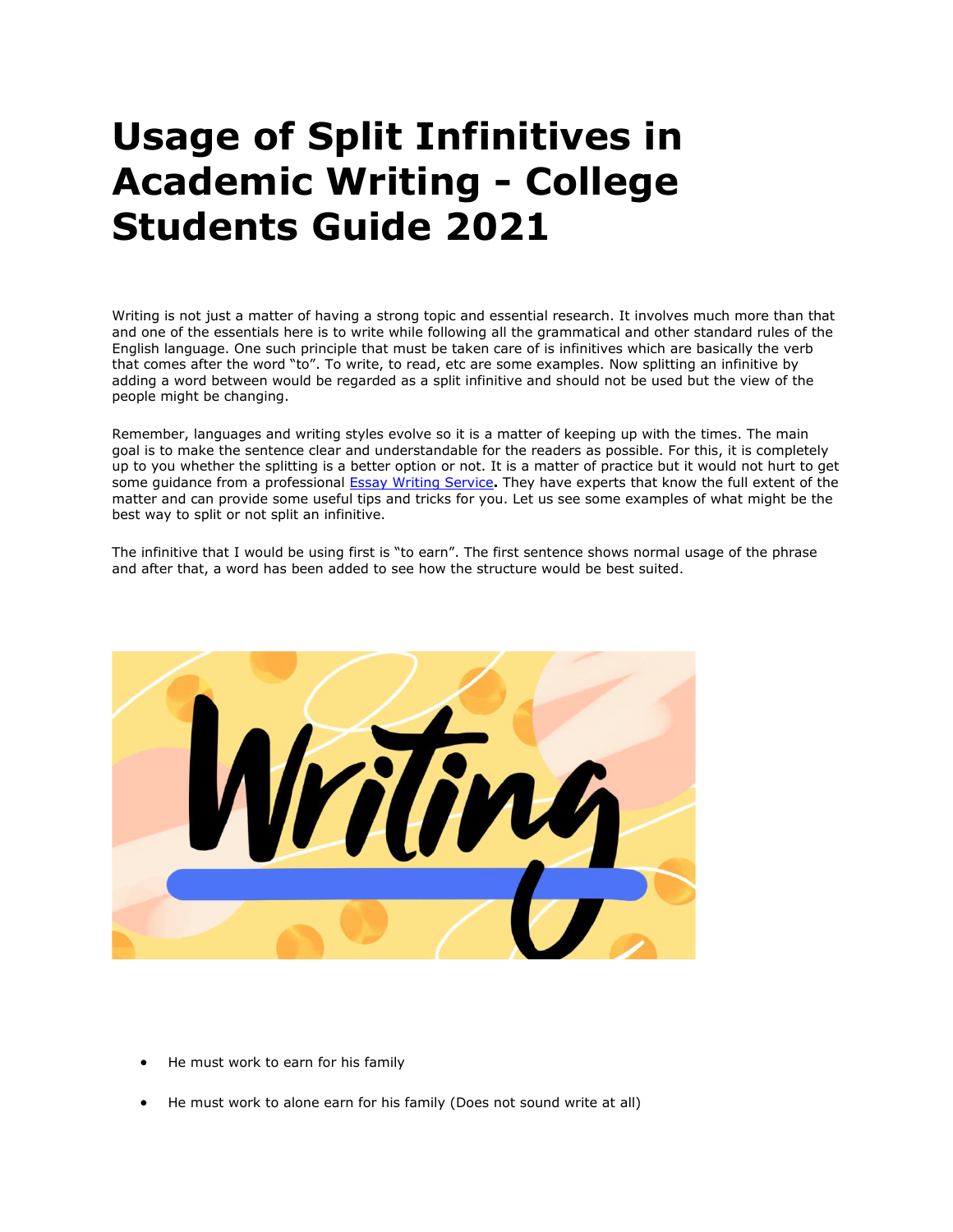# Usage of Split Infinitives in Academic Writing - College Students Guide 2021

Writing is not just a matter of having a strong topic and essential research. It involves much more than that and one of the essentials here is to write while following all the grammatical and other standard rules of the English language. One such principle that must be taken care of is infinitives which are basically the verb that comes after the word "to". To write, to read, etc are some examples. Now splitting an infinitive by adding a word between would be regarded as a split infinitive and should not be used but the view of the people might be changing.

Remember, languages and writing styles evolve so it is a matter of keeping up with the times. The main goal is to make the sentence clear and understandable for the readers as possible. For this, it is completely up to you whether the splitting is a better option or not. It is a matter of practice but it would not hurt to get some guidance from a professional Essay Writing Service**.** They have experts that know the full extent of the matter and can provide some useful tips and tricks for you. Let us see some examples of what might be the best way to split or not split an infinitive.

The infinitive that I would be using first is "to earn". The first sentence shows normal usage of the phrase and after that, a word has been added to see how the structure would be best suited.

- He must work to earn for his family
- He must work to alone earn for his family (Does not sound write at all)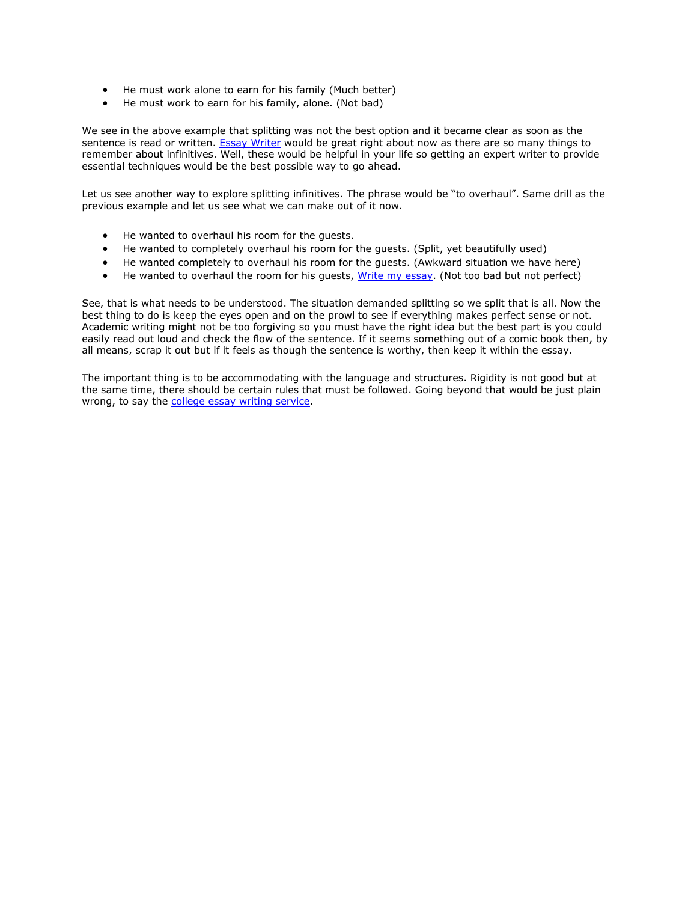- He must work alone to earn for his family (Much better)
- He must work to earn for his family, alone. (Not bad)

We see in the above example that splitting was not the best option and it became clear as soon as the sentence is read or written. [Essay Writer](#) would be great right about now as there are so many things to remember about infinitives. Well, these would be helpful in your life so getting an expert writer to provide essential techniques would be the best possible way to go ahead.

Let us see another way to explore splitting infinitives. The phrase would be “to overhaul”. Same drill as the previous example and let us see what we can make out of it now.

- He wanted to overhaul his room for the guests.
- He wanted to completely overhaul his room for the guests. (Split, yet beautifully used)
- He wanted completely to overhaul his room for the guests. (Awkward situation we have here)
- He wanted to overhaul the room for his guests, [Write my essay](#). (Not too bad but not perfect)

See, that is what needs to be understood. The situation demanded splitting so we split that is all. Now the best thing to do is keep the eyes open and on the prowl to see if everything makes perfect sense or not. Academic writing might not be too forgiving so you must have the right idea but the best part is you could easily read out loud and check the flow of the sentence. If it seems something out of a comic book then, by all means, scrap it out but if it feels as though the sentence is worthy, then keep it within the essay.

The important thing is to be accommodating with the language and structures. Rigidity is not good but at the same time, there should be certain rules that must be followed. Going beyond that would be just plain wrong, to say the [college essay writing service](#).